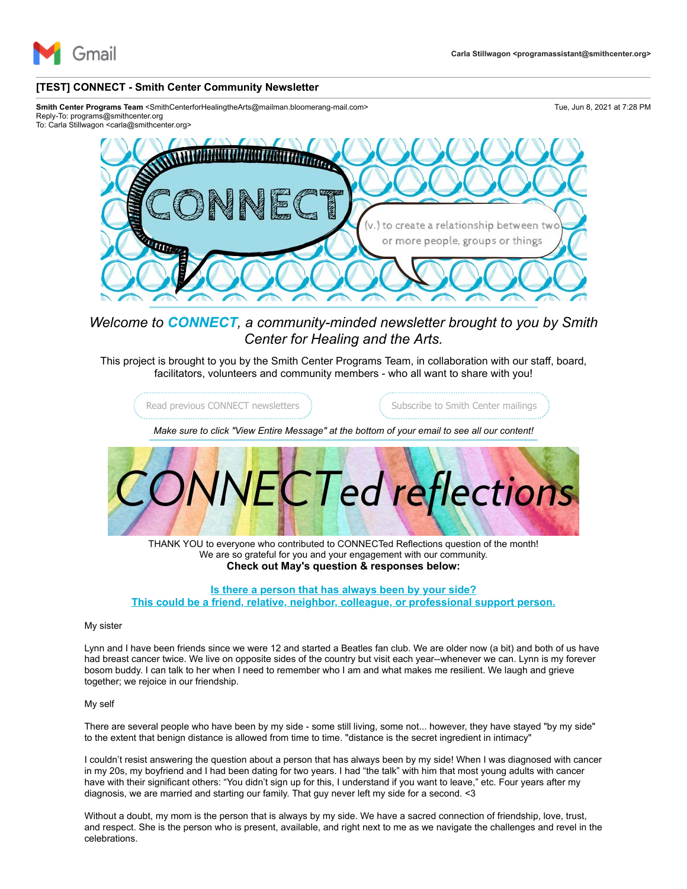Gmail

Carla Stillwagon <programassistant@smithcenter.org>

# [TEST] CONNECT - Smith Center Community Newsletter

**Smith Center Programs Team** <SmithCenterforHealingtheArts@mailman.bloomerang-mail.com>
Reply-To: programs@smithcenter.org
To: Carla Stillwagon <carla@smithcenter.org>

Tue, Jun 8, 2021 at 7:28 PM

CONNECT

(v.) to create a relationship between two or more people, groups or things

*Welcome to **CONNECT**, a community-minded newsletter brought to you by Smith Center for Healing and the Arts.*

This project is brought to you by the Smith Center Programs Team, in collaboration with our staff, board, facilitators, volunteers and community members - who all want to share with you!

Read previous CONNECT newsletters | Subscribe to Smith Center mailings

*Make sure to click "View Entire Message" at the bottom of your email to see all our content!*

## CONNECTed reflections

THANK YOU to everyone who contributed to CONNECTed Reflections question of the month!
We are so grateful for you and your engagement with our community.
**Check out May's question & responses below:**

**Is there a person that has always been by your side?**
**This could be a friend, relative, neighbor, colleague, or professional support person.**

My sister

Lynn and I have been friends since we were 12 and started a Beatles fan club. We are older now (a bit) and both of us have had breast cancer twice. We live on opposite sides of the country but visit each year--whenever we can. Lynn is my forever bosom buddy. I can talk to her when I need to remember who I am and what makes me resilient. We laugh and grieve together; we rejoice in our friendship.

My self

There are several people who have been by my side - some still living, some not... however, they have stayed "by my side" to the extent that benign distance is allowed from time to time. "distance is the secret ingredient in intimacy"

I couldn't resist answering the question about a person that has always been by my side! When I was diagnosed with cancer in my 20s, my boyfriend and I had been dating for two years. I had "the talk" with him that most young adults with cancer have with their significant others: "You didn't sign up for this, I understand if you want to leave," etc. Four years after my diagnosis, we are married and starting our family. That guy never left my side for a second. <3

Without a doubt, my mom is the person that is always by my side. We have a sacred connection of friendship, love, trust, and respect. She is the person who is present, available, and right next to me as we navigate the challenges and revel in the celebrations.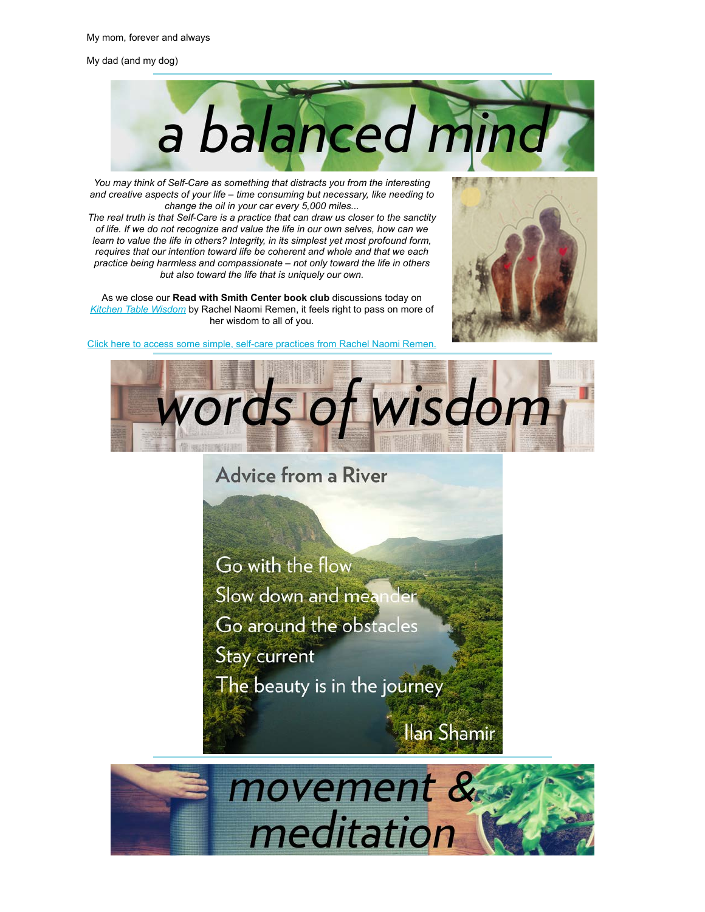My mom, forever and always

My dad (and my dog)

# a balanced mind

*You may think of Self-Care as something that distracts you from the interesting and creative aspects of your life – time consuming but necessary, like needing to change the oil in your car every 5,000 miles...*
*The real truth is that Self-Care is a practice that can draw us closer to the sanctity of life. If we do not recognize and value the life in our own selves, how can we learn to value the life in others? Integrity, in its simplest yet most profound form, requires that our intention toward life be coherent and whole and that we each practice being harmless and compassionate – not only toward the life in others but also toward the life that is uniquely our own.*

As we close our **Read with Smith Center book club** discussions today on *Kitchen Table Wisdom* by Rachel Naomi Remen, it feels right to pass on more of her wisdom to all of you.

Click here to access some simple, self-care practices from Rachel Naomi Remen.

# words of wisdom

## Advice from a River

Go with the flow
Slow down and meander
Go around the obstacles
Stay current
The beauty is in the journey

Ilan Shamir

# movement & meditation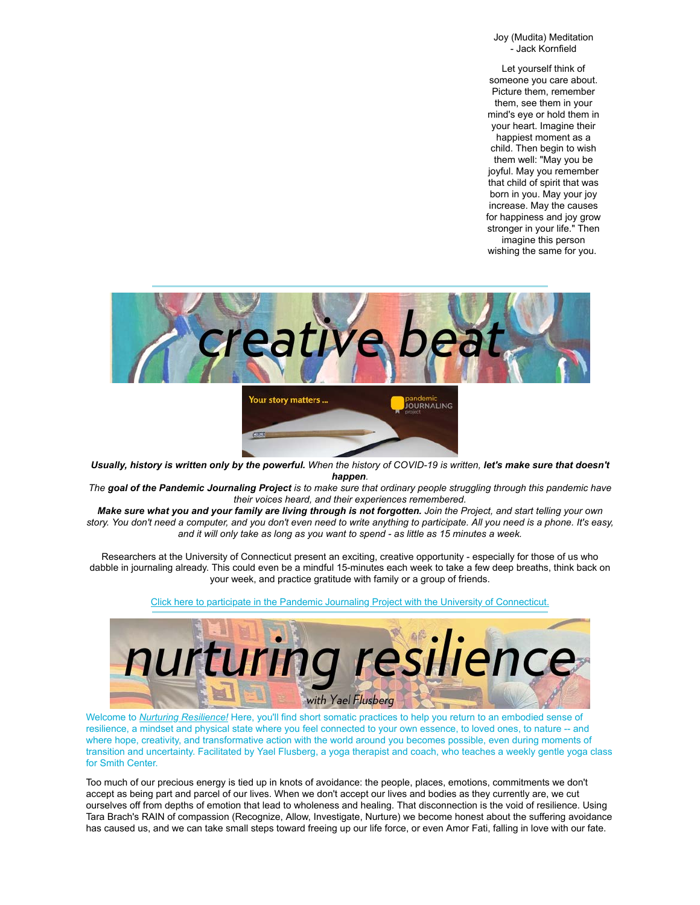Joy (Mudita) Meditation
- Jack Kornfield

Let yourself think of someone you care about. Picture them, remember them, see them in your mind's eye or hold them in your heart. Imagine their happiest moment as a child. Then begin to wish them well: "May you be joyful. May you remember that child of spirit that was born in you. May your joy increase. May the causes for happiness and joy grow stronger in your life." Then imagine this person wishing the same for you.

# creative beat

Your story matters ...

pandemic JOURNALING project

***Usually, history is written only by the powerful.*** *When the history of COVID-19 is written,* ***let's make sure that doesn't happen****.*

*The* ***goal of the Pandemic Journaling Project*** *is to make sure that ordinary people struggling through this pandemic have their voices heard, and their experiences remembered.*

***Make sure what you and your family are living through is not forgotten.*** *Join the Project, and start telling your own story. You don't need a computer, and you don't even need to write anything to participate. All you need is a phone. It's easy, and it will only take as long as you want to spend - as little as 15 minutes a week.*

Researchers at the University of Connecticut present an exciting, creative opportunity - especially for those of us who dabble in journaling already. This could even be a mindful 15-minutes each week to take a few deep breaths, think back on your week, and practice gratitude with family or a group of friends.

Click here to participate in the Pandemic Journaling Project with the University of Connecticut.

# nurturing resilience

*with Yael Flusberg*

Welcome to *Nurturing Resilience!* Here, you'll find short somatic practices to help you return to an embodied sense of resilience, a mindset and physical state where you feel connected to your own essence, to loved ones, to nature -- and where hope, creativity, and transformative action with the world around you becomes possible, even during moments of transition and uncertainty. Facilitated by Yael Flusberg, a yoga therapist and coach, who teaches a weekly gentle yoga class for Smith Center.

Too much of our precious energy is tied up in knots of avoidance: the people, places, emotions, commitments we don't accept as being part and parcel of our lives. When we don't accept our lives and bodies as they currently are, we cut ourselves off from depths of emotion that lead to wholeness and healing. That disconnection is the void of resilience. Using Tara Brach's RAIN of compassion (Recognize, Allow, Investigate, Nurture) we become honest about the suffering avoidance has caused us, and we can take small steps toward freeing up our life force, or even Amor Fati, falling in love with our fate.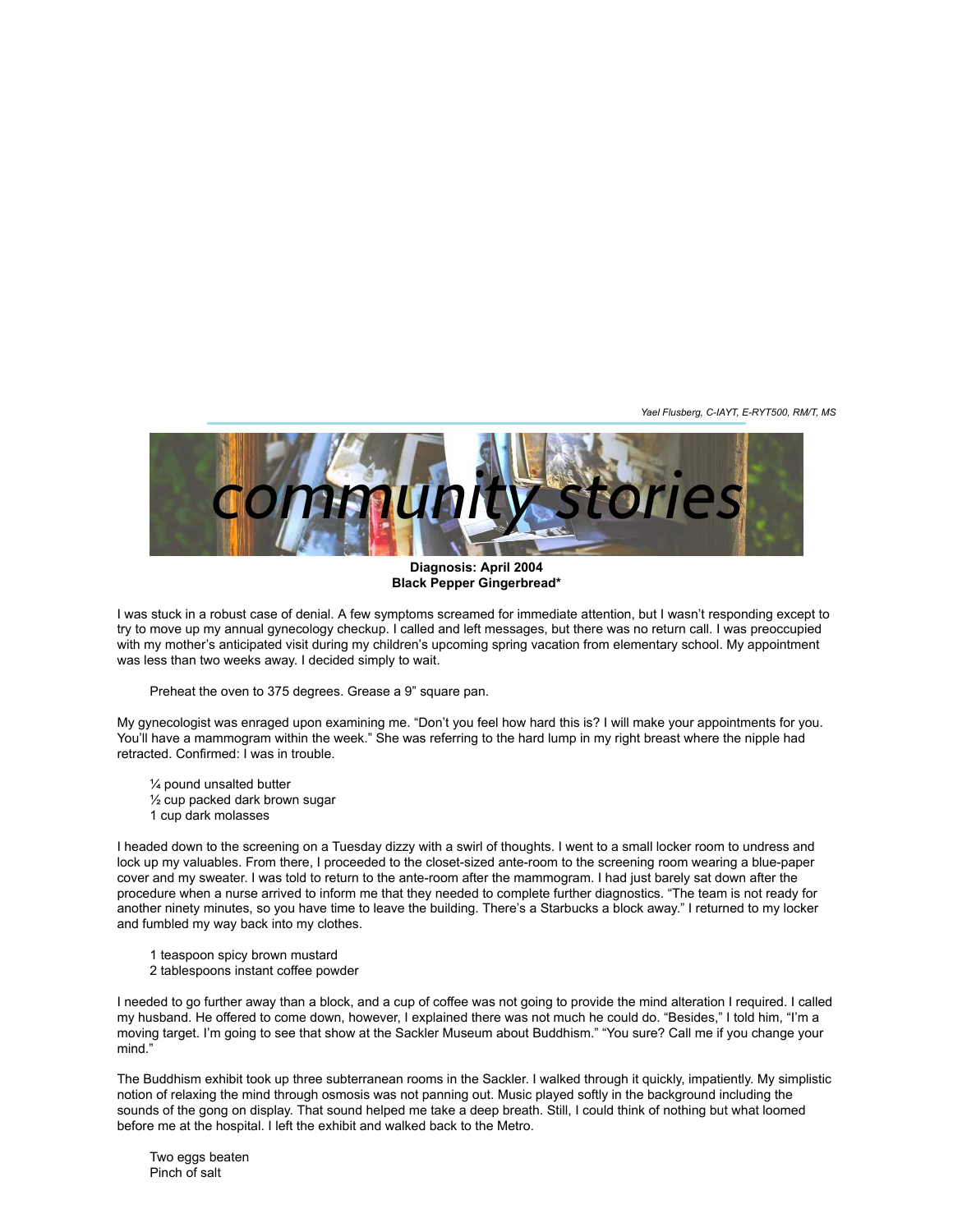*Yael Flusberg, C-IAYT, E-RYT500, RM/T, MS*

community stories

**Diagnosis: April 2004**
**Black Pepper Gingerbread***

I was stuck in a robust case of denial. A few symptoms screamed for immediate attention, but I wasn't responding except to try to move up my annual gynecology checkup. I called and left messages, but there was no return call. I was preoccupied with my mother's anticipated visit during my children's upcoming spring vacation from elementary school. My appointment was less than two weeks away. I decided simply to wait.

Preheat the oven to 375 degrees. Grease a 9" square pan.

My gynecologist was enraged upon examining me. "Don't you feel how hard this is? I will make your appointments for you. You'll have a mammogram within the week." She was referring to the hard lump in my right breast where the nipple had retracted. Confirmed: I was in trouble.

¼ pound unsalted butter
½ cup packed dark brown sugar
1 cup dark molasses

I headed down to the screening on a Tuesday dizzy with a swirl of thoughts. I went to a small locker room to undress and lock up my valuables. From there, I proceeded to the closet-sized ante-room to the screening room wearing a blue-paper cover and my sweater. I was told to return to the ante-room after the mammogram. I had just barely sat down after the procedure when a nurse arrived to inform me that they needed to complete further diagnostics. "The team is not ready for another ninety minutes, so you have time to leave the building. There's a Starbucks a block away." I returned to my locker and fumbled my way back into my clothes.

1 teaspoon spicy brown mustard
2 tablespoons instant coffee powder

I needed to go further away than a block, and a cup of coffee was not going to provide the mind alteration I required. I called my husband. He offered to come down, however, I explained there was not much he could do. "Besides," I told him, "I'm a moving target. I'm going to see that show at the Sackler Museum about Buddhism." "You sure? Call me if you change your mind."

The Buddhism exhibit took up three subterranean rooms in the Sackler. I walked through it quickly, impatiently. My simplistic notion of relaxing the mind through osmosis was not panning out. Music played softly in the background including the sounds of the gong on display. That sound helped me take a deep breath. Still, I could think of nothing but what loomed before me at the hospital. I left the exhibit and walked back to the Metro.

Two eggs beaten
Pinch of salt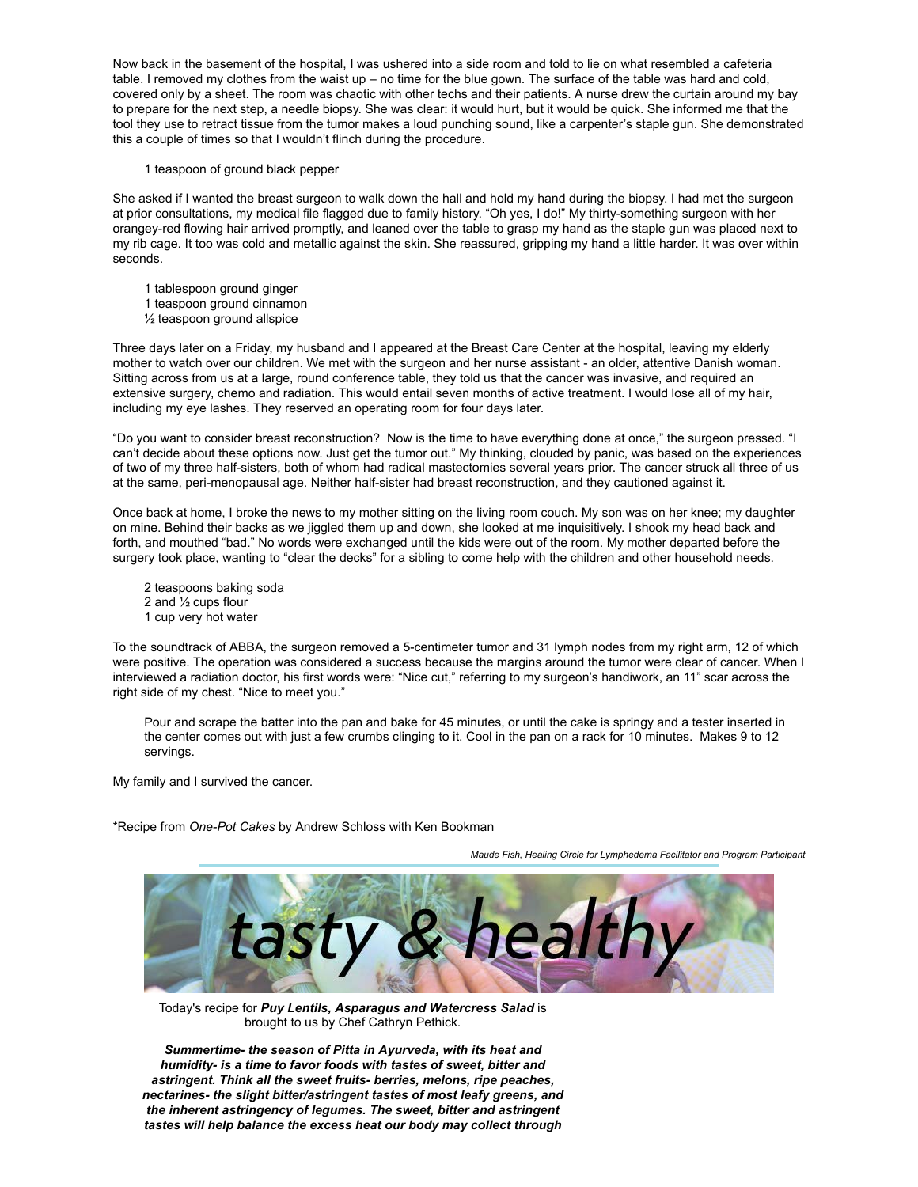Now back in the basement of the hospital, I was ushered into a side room and told to lie on what resembled a cafeteria table. I removed my clothes from the waist up – no time for the blue gown. The surface of the table was hard and cold, covered only by a sheet. The room was chaotic with other techs and their patients. A nurse drew the curtain around my bay to prepare for the next step, a needle biopsy. She was clear: it would hurt, but it would be quick. She informed me that the tool they use to retract tissue from the tumor makes a loud punching sound, like a carpenter's staple gun. She demonstrated this a couple of times so that I wouldn't flinch during the procedure.

1 teaspoon of ground black pepper

She asked if I wanted the breast surgeon to walk down the hall and hold my hand during the biopsy. I had met the surgeon at prior consultations, my medical file flagged due to family history. "Oh yes, I do!" My thirty-something surgeon with her orangey-red flowing hair arrived promptly, and leaned over the table to grasp my hand as the staple gun was placed next to my rib cage. It too was cold and metallic against the skin. She reassured, gripping my hand a little harder. It was over within seconds.

1 tablespoon ground ginger
1 teaspoon ground cinnamon
½ teaspoon ground allspice

Three days later on a Friday, my husband and I appeared at the Breast Care Center at the hospital, leaving my elderly mother to watch over our children. We met with the surgeon and her nurse assistant - an older, attentive Danish woman. Sitting across from us at a large, round conference table, they told us that the cancer was invasive, and required an extensive surgery, chemo and radiation. This would entail seven months of active treatment. I would lose all of my hair, including my eye lashes. They reserved an operating room for four days later.

"Do you want to consider breast reconstruction? Now is the time to have everything done at once," the surgeon pressed. "I can't decide about these options now. Just get the tumor out." My thinking, clouded by panic, was based on the experiences of two of my three half-sisters, both of whom had radical mastectomies several years prior. The cancer struck all three of us at the same, peri-menopausal age. Neither half-sister had breast reconstruction, and they cautioned against it.

Once back at home, I broke the news to my mother sitting on the living room couch. My son was on her knee; my daughter on mine. Behind their backs as we jiggled them up and down, she looked at me inquisitively. I shook my head back and forth, and mouthed "bad." No words were exchanged until the kids were out of the room. My mother departed before the surgery took place, wanting to "clear the decks" for a sibling to come help with the children and other household needs.

2 teaspoons baking soda
2 and ½ cups flour
1 cup very hot water

To the soundtrack of ABBA, the surgeon removed a 5-centimeter tumor and 31 lymph nodes from my right arm, 12 of which were positive. The operation was considered a success because the margins around the tumor were clear of cancer. When I interviewed a radiation doctor, his first words were: "Nice cut," referring to my surgeon's handiwork, an 11" scar across the right side of my chest. "Nice to meet you."

Pour and scrape the batter into the pan and bake for 45 minutes, or until the cake is springy and a tester inserted in the center comes out with just a few crumbs clinging to it. Cool in the pan on a rack for 10 minutes. Makes 9 to 12 servings.

My family and I survived the cancer.

*Recipe from *One-Pot Cakes* by Andrew Schloss with Ken Bookman

*Maude Fish, Healing Circle for Lymphedema Facilitator and Program Participant*

# *tasty & healthy*

Today's recipe for ***Puy Lentils, Asparagus and Watercress Salad*** is brought to us by Chef Cathryn Pethick.

***Summertime- the season of Pitta in Ayurveda, with its heat and humidity- is a time to favor foods with tastes of sweet, bitter and astringent. Think all the sweet fruits- berries, melons, ripe peaches, nectarines- the slight bitter/astringent tastes of most leafy greens, and the inherent astringency of legumes. The sweet, bitter and astringent tastes will help balance the excess heat our body may collect through***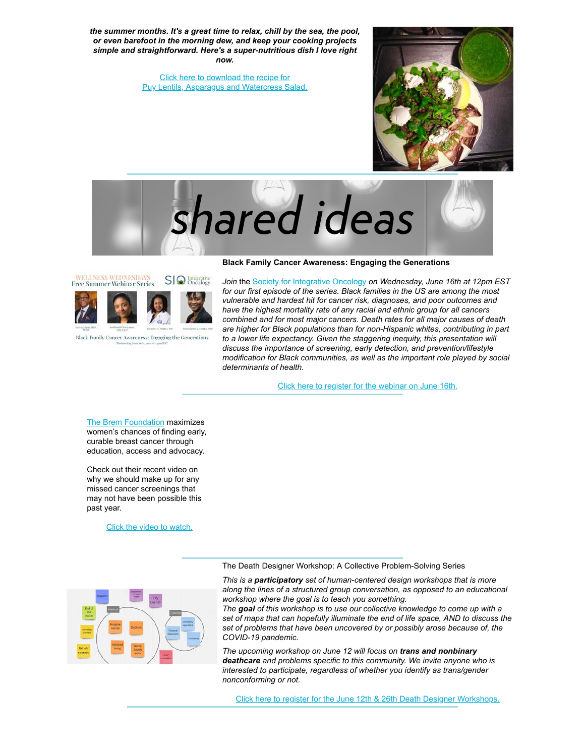***the summer months. It's a great time to relax, chill by the sea, the pool, or even barefoot in the morning dew, and keep your cooking projects simple and straightforward. Here's a super-nutritious dish I love right now.***

Click here to download the recipe for
Puy Lentils, Asparagus and Watercress Salad.

# shared ideas

**Black Family Cancer Awareness: Engaging the Generations**

*Join* the Society for Integrative Oncology *on Wednesday, June 16th at 12pm EST for our first episode of the series. Black families in the US are among the most vulnerable and hardest hit for cancer risk, diagnoses, and poor outcomes and have the highest mortality rate of any racial and ethnic group for all cancers combined and for most major cancers. Death rates for all major causes of death are higher for Black populations than for non-Hispanic whites, contributing in part to a lower life expectancy. Given the staggering inequity, this presentation will discuss the importance of screening, early detection, and prevention/lifestyle modification for Black communities, as well as the important role played by social determinants of health.*

Click here to register for the webinar on June 16th.

The Brem Foundation maximizes women's chances of finding early, curable breast cancer through education, access and advocacy.

Check out their recent video on why we should make up for any missed cancer screenings that may not have been possible this past year.

Click the video to watch.

The Death Designer Workshop: A Collective Problem-Solving Series

*This is a **participatory** set of human-centered design workshops that is more along the lines of a structured group conversation, as opposed to an educational workshop where the goal is to teach you something.*
*The **goal** of this workshop is to use our collective knowledge to come up with a set of maps that can hopefully illuminate the end of life space, AND to discuss the set of problems that have been uncovered by or possibly arose because of, the COVID-19 pandemic.*

*The upcoming workshop on June 12 will focus on **trans and nonbinary deathcare** and problems specific to this community. We invite anyone who is interested to participate, regardless of whether you identify as trans/gender nonconforming or not.*

Click here to register for the June 12th & 26th Death Designer Workshops.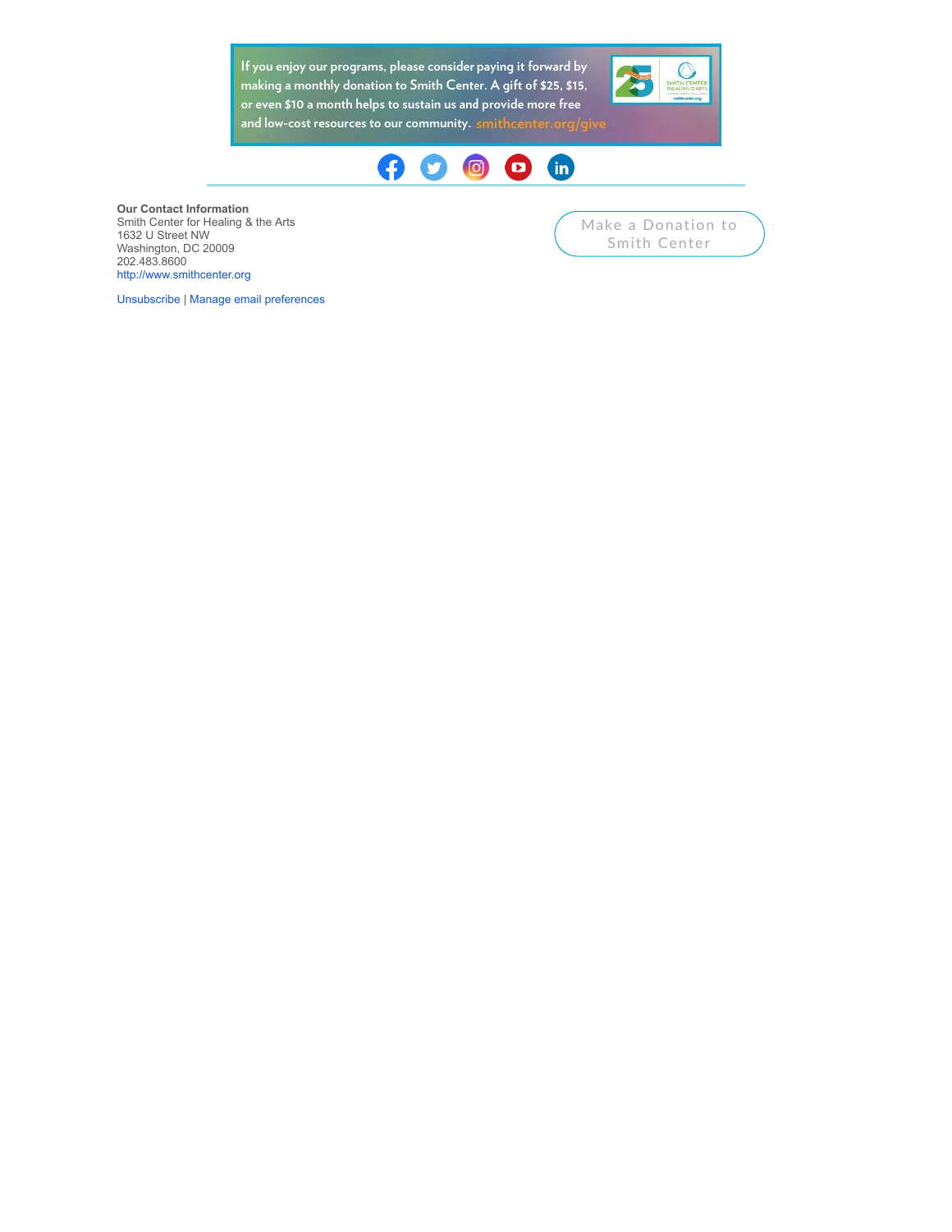If you enjoy our programs, please consider paying it forward by making a monthly donation to Smith Center. A gift of $25, $15, or even $10 a month helps to sustain us and provide more free and low-cost resources to our community. smithcenter.org/give

**Our Contact Information**
Smith Center for Healing & the Arts
1632 U Street NW
Washington, DC 20009
202.483.8600
http://www.smithcenter.org

Make a Donation to Smith Center

Unsubscribe | Manage email preferences